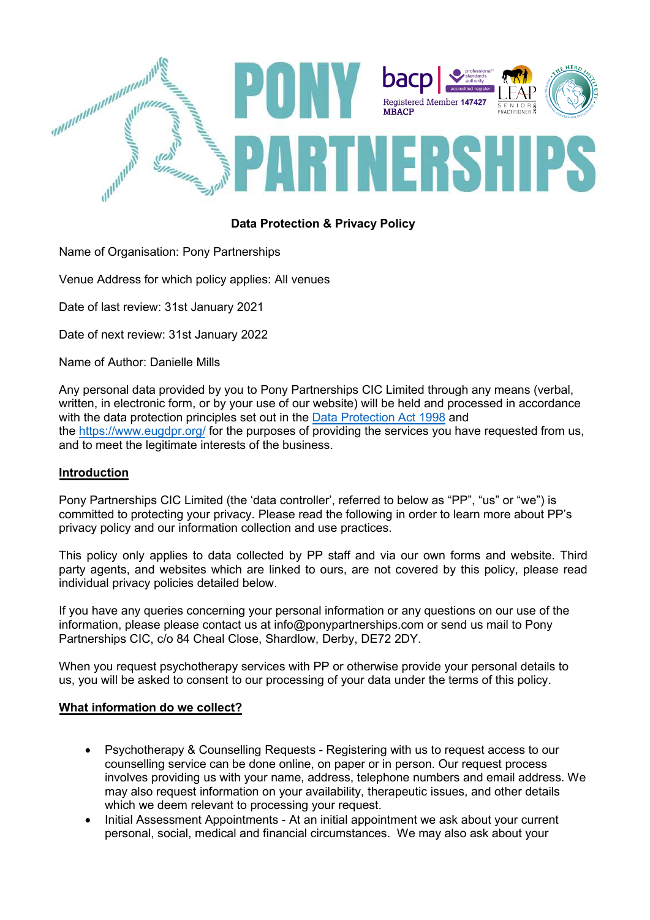# PONY PARTNERSHIPS

bacp | Registered Member 147427 MBACP

LEAP SENIOR PRACTITIONER

## Data Protection & Privacy Policy

Name of Organisation: Pony Partnerships

Venue Address for which policy applies: All venues

Date of last review: 31st January 2021

Date of next review: 31st January 2022

Name of Author: Danielle Mills

Any personal data provided by you to Pony Partnerships CIC Limited through any means (verbal, written, in electronic form, or by your use of our website) will be held and processed in accordance with the data protection principles set out in the Data Protection Act 1998 and the https://www.eugdpr.org/ for the purposes of providing the services you have requested from us, and to meet the legitimate interests of the business.

### Introduction

Pony Partnerships CIC Limited (the 'data controller', referred to below as "PP", "us" or "we") is committed to protecting your privacy. Please read the following in order to learn more about PP's privacy policy and our information collection and use practices.

This policy only applies to data collected by PP staff and via our own forms and website. Third party agents, and websites which are linked to ours, are not covered by this policy, please read individual privacy policies detailed below.

If you have any queries concerning your personal information or any questions on our use of the information, please please contact us at info@ponypartnerships.com or send us mail to Pony Partnerships CIC, c/o 84 Cheal Close, Shardlow, Derby, DE72 2DY.

When you request psychotherapy services with PP or otherwise provide your personal details to us, you will be asked to consent to our processing of your data under the terms of this policy.

### What information do we collect?

- Psychotherapy & Counselling Requests - Registering with us to request access to our counselling service can be done online, on paper or in person. Our request process involves providing us with your name, address, telephone numbers and email address. We may also request information on your availability, therapeutic issues, and other details which we deem relevant to processing your request.
- Initial Assessment Appointments - At an initial appointment we ask about your current personal, social, medical and financial circumstances. We may also ask about your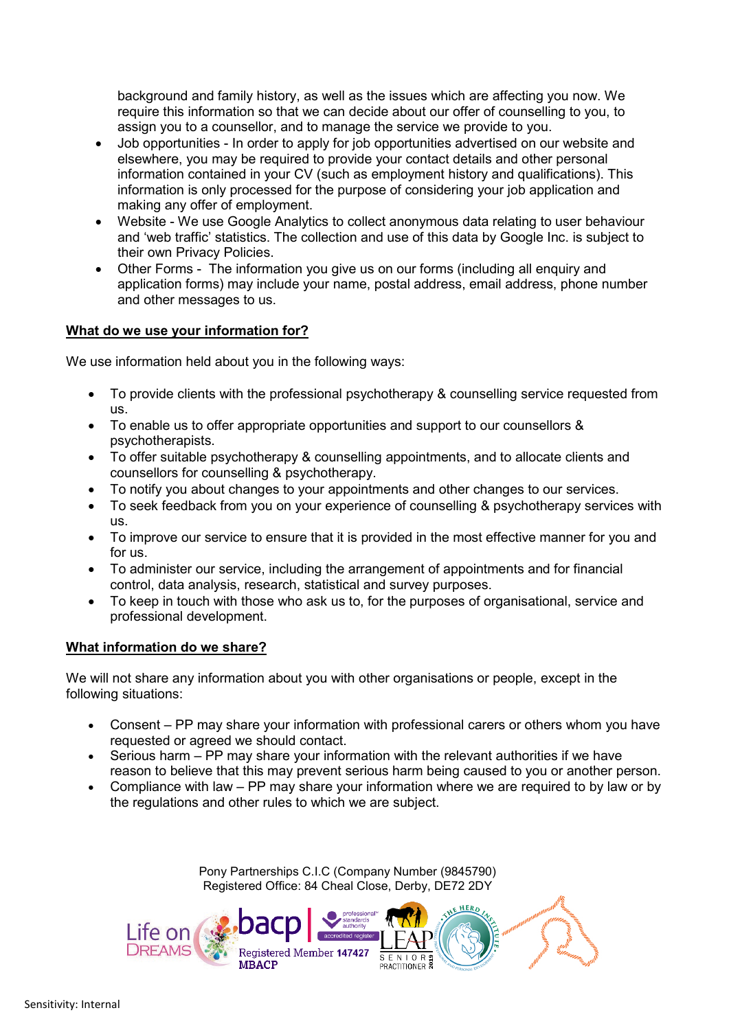background and family history, as well as the issues which are affecting you now. We require this information so that we can decide about our offer of counselling to you, to assign you to a counsellor, and to manage the service we provide to you.

- Job opportunities - In order to apply for job opportunities advertised on our website and elsewhere, you may be required to provide your contact details and other personal information contained in your CV (such as employment history and qualifications). This information is only processed for the purpose of considering your job application and making any offer of employment.
- Website - We use Google Analytics to collect anonymous data relating to user behaviour and 'web traffic' statistics. The collection and use of this data by Google Inc. is subject to their own Privacy Policies.
- Other Forms - The information you give us on our forms (including all enquiry and application forms) may include your name, postal address, email address, phone number and other messages to us.

**What do we use your information for?**

We use information held about you in the following ways:

- To provide clients with the professional psychotherapy & counselling service requested from us.
- To enable us to offer appropriate opportunities and support to our counsellors & psychotherapists.
- To offer suitable psychotherapy & counselling appointments, and to allocate clients and counsellors for counselling & psychotherapy.
- To notify you about changes to your appointments and other changes to our services.
- To seek feedback from you on your experience of counselling & psychotherapy services with us.
- To improve our service to ensure that it is provided in the most effective manner for you and for us.
- To administer our service, including the arrangement of appointments and for financial control, data analysis, research, statistical and survey purposes.
- To keep in touch with those who ask us to, for the purposes of organisational, service and professional development.

**What information do we share?**

We will not share any information about you with other organisations or people, except in the following situations:

- Consent – PP may share your information with professional carers or others whom you have requested or agreed we should contact.
- Serious harm – PP may share your information with the relevant authorities if we have reason to believe that this may prevent serious harm being caused to you or another person.
- Compliance with law – PP may share your information where we are required to by law or by the regulations and other rules to which we are subject.

Pony Partnerships C.I.C (Company Number (9845790)
Registered Office: 84 Cheal Close, Derby, DE72 2DY

Life on DREAMS | bacp | Registered Member 147427 MBACP | professional standards authority accredited register | LEAP SENIOR PRACTITIONER 2019 | THE HERD INSTITUTE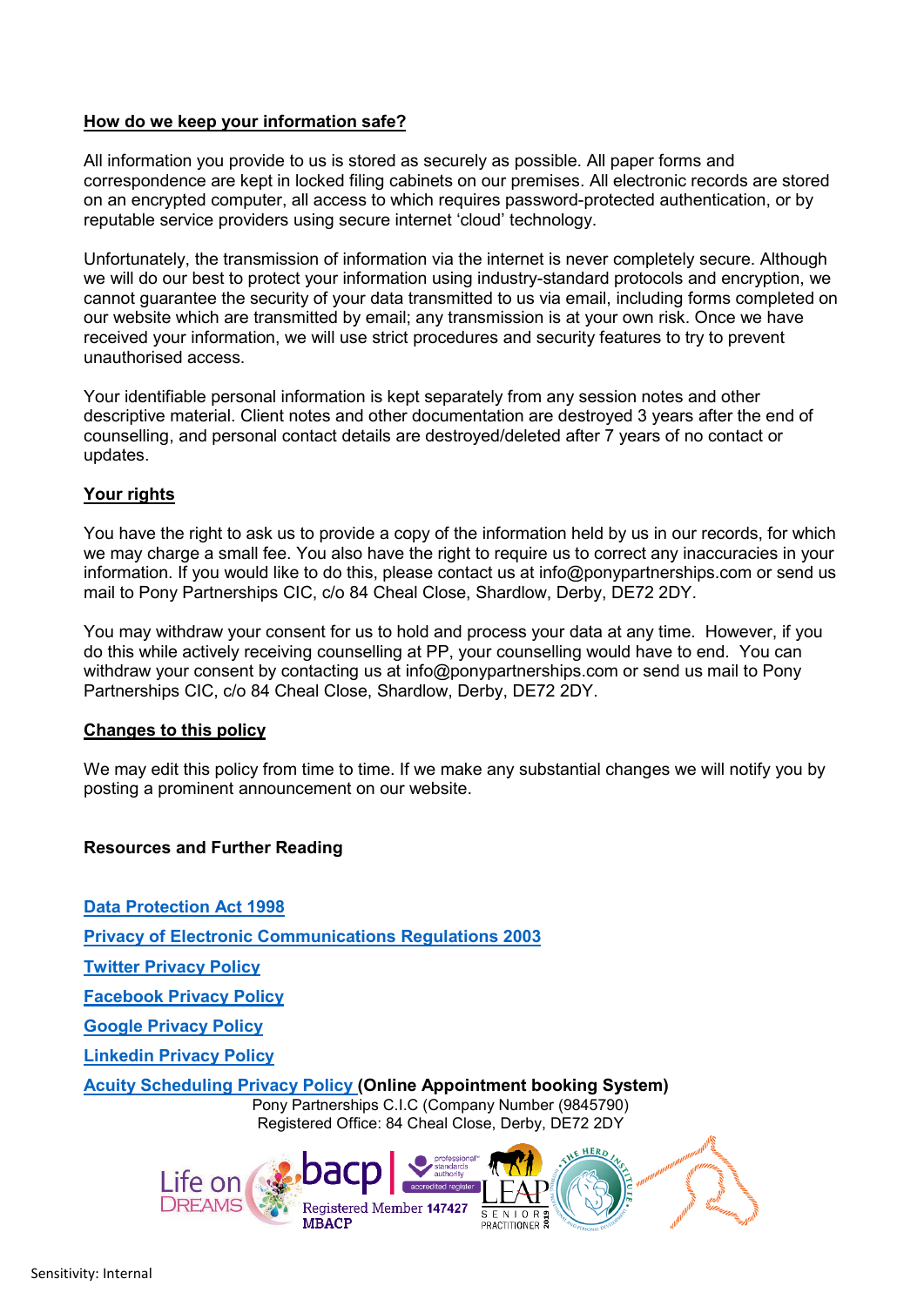## How do we keep your information safe?

All information you provide to us is stored as securely as possible. All paper forms and correspondence are kept in locked filing cabinets on our premises. All electronic records are stored on an encrypted computer, all access to which requires password-protected authentication, or by reputable service providers using secure internet 'cloud' technology.

Unfortunately, the transmission of information via the internet is never completely secure. Although we will do our best to protect your information using industry-standard protocols and encryption, we cannot guarantee the security of your data transmitted to us via email, including forms completed on our website which are transmitted by email; any transmission is at your own risk. Once we have received your information, we will use strict procedures and security features to try to prevent unauthorised access.

Your identifiable personal information is kept separately from any session notes and other descriptive material. Client notes and other documentation are destroyed 3 years after the end of counselling, and personal contact details are destroyed/deleted after 7 years of no contact or updates.

## Your rights

You have the right to ask us to provide a copy of the information held by us in our records, for which we may charge a small fee. You also have the right to require us to correct any inaccuracies in your information. If you would like to do this, please contact us at info@ponypartnerships.com or send us mail to Pony Partnerships CIC, c/o 84 Cheal Close, Shardlow, Derby, DE72 2DY.

You may withdraw your consent for us to hold and process your data at any time. However, if you do this while actively receiving counselling at PP, your counselling would have to end. You can withdraw your consent by contacting us at info@ponypartnerships.com or send us mail to Pony Partnerships CIC, c/o 84 Cheal Close, Shardlow, Derby, DE72 2DY.

## Changes to this policy

We may edit this policy from time to time. If we make any substantial changes we will notify you by posting a prominent announcement on our website.

**Resources and Further Reading**

[Data Protection Act 1998]

[Privacy of Electronic Communications Regulations 2003]

[Twitter Privacy Policy]

[Facebook Privacy Policy]

[Google Privacy Policy]

[Linkedin Privacy Policy]

[Acuity Scheduling Privacy Policy] **(Online Appointment booking System)**

Pony Partnerships C.I.C (Company Number (9845790)
Registered Office: 84 Cheal Close, Derby, DE72 2DY

Life on DREAMS | bacp Registered Member 147427 MBACP | professional standards authority accredited register | LEAP SENIOR PRACTITIONER 2019 | THE HERD INSTITUTE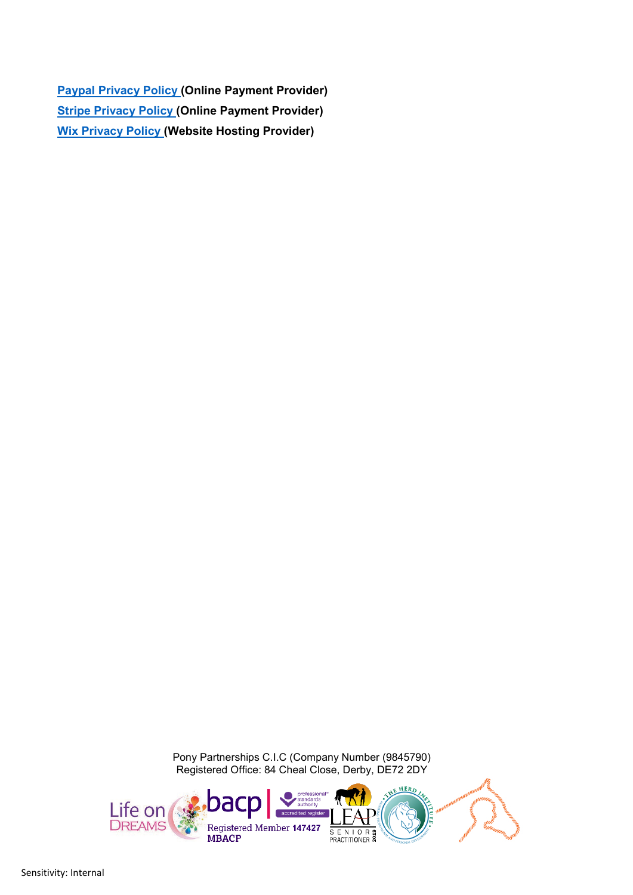**Paypal Privacy Policy (Online Payment Provider)**

**Stripe Privacy Policy (Online Payment Provider)**

**Wix Privacy Policy (Website Hosting Provider)**

Pony Partnerships C.I.C (Company Number (9845790)
Registered Office: 84 Cheal Close, Derby, DE72 2DY

Sensitivity: Internal